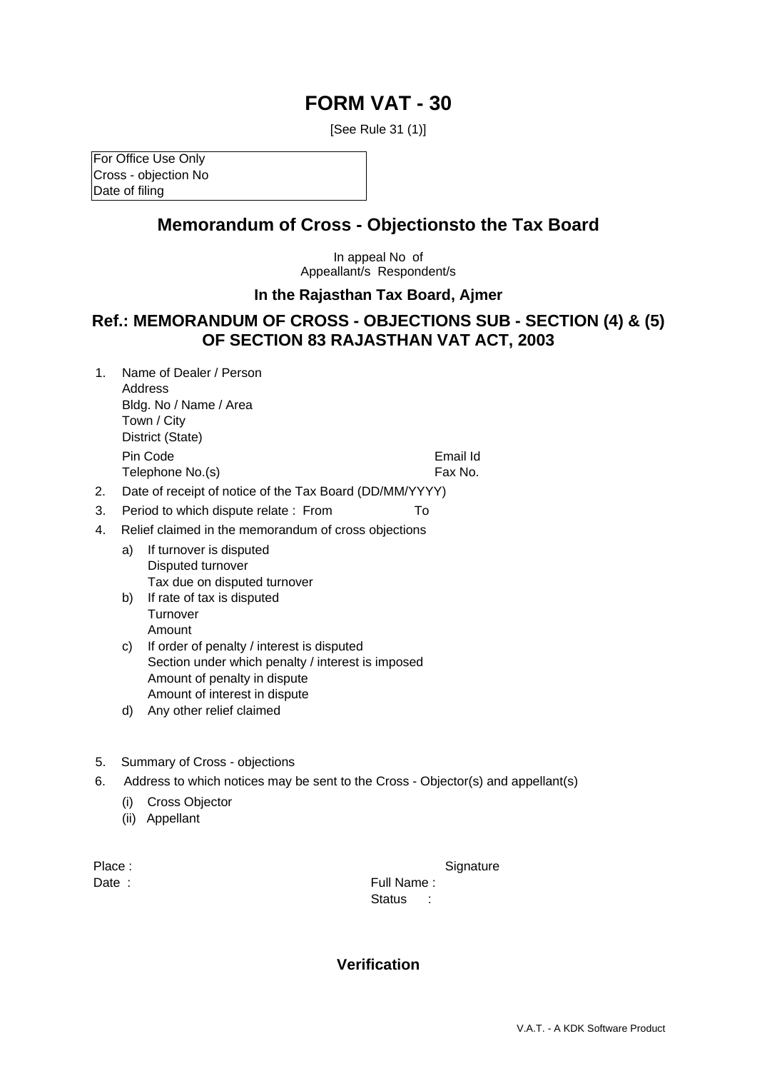# FORM VAT - 30

[See Rule 31 (1)]

| For Office Use Only |
| --- |
| Cross - objection No |
| Date of filing |

## Memorandum of Cross - Objectionsto the Tax Board

In appeal No of
Appeallant/s Respondent/s

### In the Rajasthan Tax Board, Ajmer

## Ref.: MEMORANDUM OF CROSS - OBJECTIONS SUB - SECTION (4) & (5) OF SECTION 83 RAJASTHAN VAT ACT, 2003

1. Name of Dealer / Person
   Address
   Bldg. No / Name / Area
   Town / City
   District (State)
   Pin Code    Email Id
   Telephone No.(s)    Fax No.
2. Date of receipt of notice of the Tax Board (DD/MM/YYYY)
3. Period to which dispute relate : From    To
4. Relief claimed in the memorandum of cross objections
   a) If turnover is disputed
      Disputed turnover
      Tax due on disputed turnover
   b) If rate of tax is disputed
      Turnover
      Amount
   c) If order of penalty / interest is disputed
      Section under which penalty / interest is imposed
      Amount of penalty in dispute
      Amount of interest in dispute
   d) Any other relief claimed
5. Summary of Cross - objections
6. Address to which notices may be sent to the Cross - Objector(s) and appellant(s)
   (i) Cross Objector
   (ii) Appellant

Place :    Signature
Date :    Full Name :
Status :

### Verification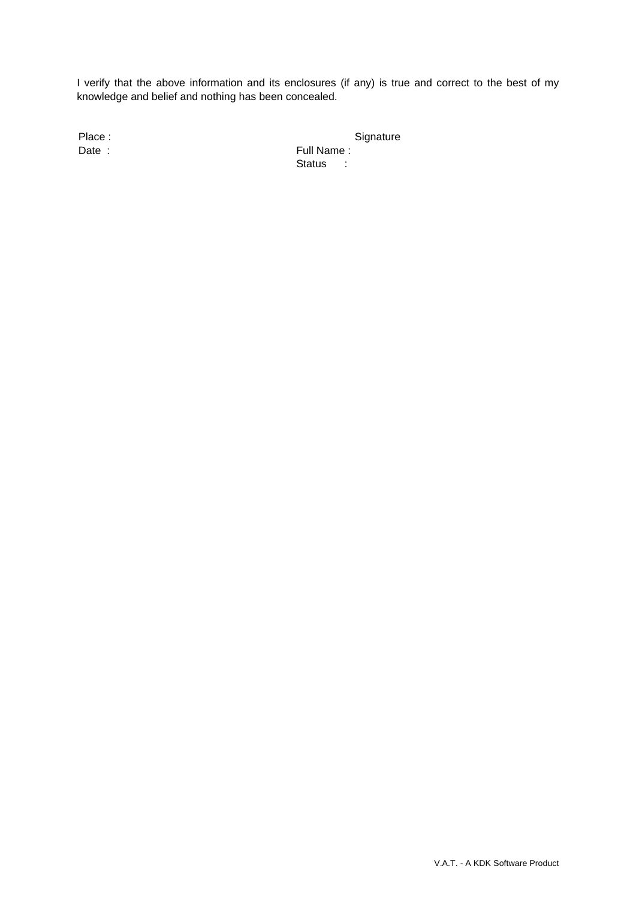I verify that the above information and its enclosures (if any) is true and correct to the best of my knowledge and belief and nothing has been concealed.

| | |
|---|---|
| Place : | Signature |
| Date : | Full Name : |
| | Status : |

V.A.T. - A KDK Software Product